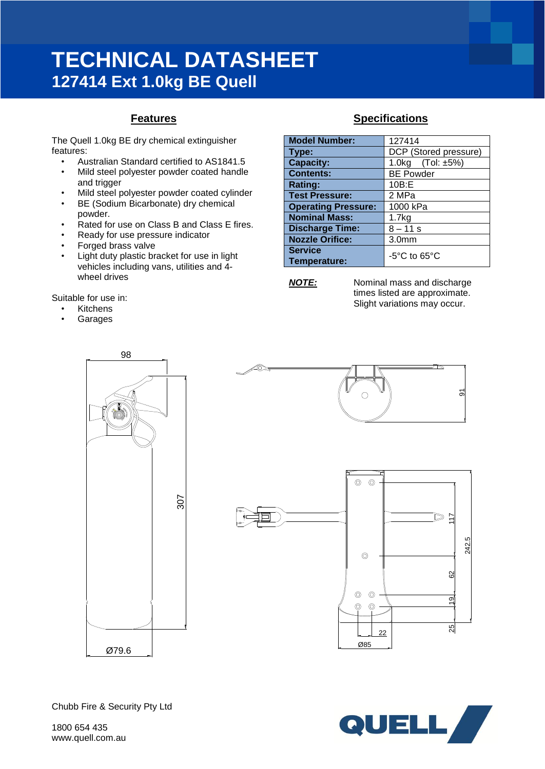# TECHNICAL DATASHEET

## 127414 Ext 1.0kg BE Quell

### Features

The Quell 1.0kg BE dry chemical extinguisher features:

- Australian Standard certified to AS1841.5
- Mild steel polyester powder coated handle and trigger
- Mild steel polyester powder coated cylinder
- BE (Sodium Bicarbonate) dry chemical powder.
- Rated for use on Class B and Class E fires.
- Ready for use pressure indicator
- Forged brass valve
- Light duty plastic bracket for use in light vehicles including vans, utilities and 4-wheel drives

Suitable for use in:

- Kitchens
- Garages

### Specifications

| | |
|---|---|
| **Model Number:** | 127414 |
| **Type:** | DCP (Stored pressure) |
| **Capacity:** | 1.0kg (Tol: ±5%) |
| **Contents:** | BE Powder |
| **Rating:** | 10B:E |
| **Test Pressure:** | 2 MPa |
| **Operating Pressure:** | 1000 kPa |
| **Nominal Mass:** | 1.7kg |
| **Discharge Time:** | 8 – 11 s |
| **Nozzle Orifice:** | 3.0mm |
| **Service Temperature:** | -5°C to 65°C |

***NOTE:*** Nominal mass and discharge times listed are approximate. Slight variations may occur.

Chubb Fire & Security Pty Ltd

1800 654 435
www.quell.com.au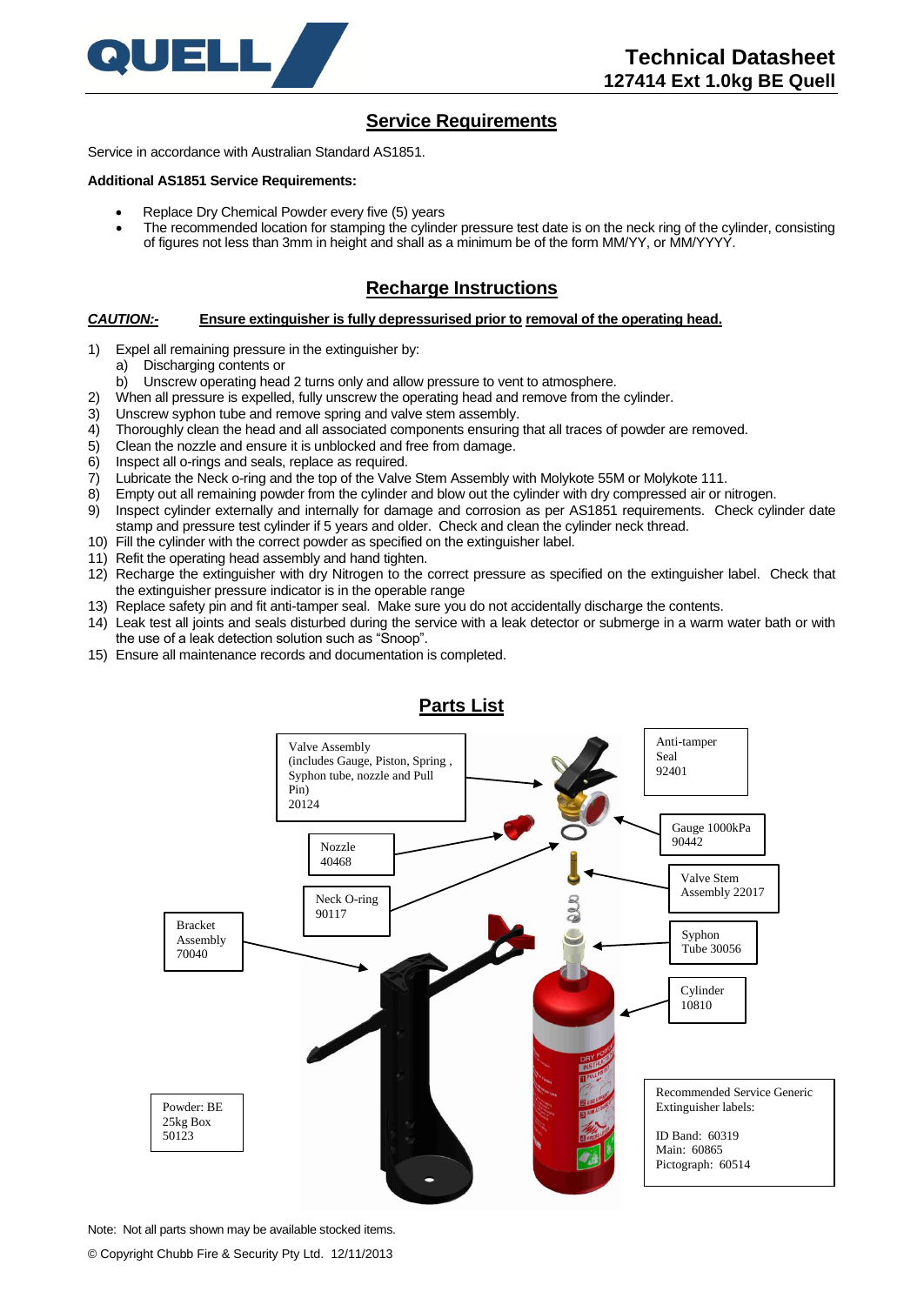# QUELL

**Technical Datasheet**
**127414 Ext 1.0kg BE Quell**

## Service Requirements

Service in accordance with Australian Standard AS1851.

**Additional AS1851 Service Requirements:**

- Replace Dry Chemical Powder every five (5) years
- The recommended location for stamping the cylinder pressure test date is on the neck ring of the cylinder, consisting of figures not less than 3mm in height and shall as a minimum be of the form MM/YY, or MM/YYYY.

## Recharge Instructions

***CAUTION:-*** **Ensure extinguisher is fully depressurised prior to removal of the operating head.**

1) Expel all remaining pressure in the extinguisher by:
   a) Discharging contents or
   b) Unscrew operating head 2 turns only and allow pressure to vent to atmosphere.
2) When all pressure is expelled, fully unscrew the operating head and remove from the cylinder.
3) Unscrew syphon tube and remove spring and valve stem assembly.
4) Thoroughly clean the head and all associated components ensuring that all traces of powder are removed.
5) Clean the nozzle and ensure it is unblocked and free from damage.
6) Inspect all o-rings and seals, replace as required.
7) Lubricate the Neck o-ring and the top of the Valve Stem Assembly with Molykote 55M or Molykote 111.
8) Empty out all remaining powder from the cylinder and blow out the cylinder with dry compressed air or nitrogen.
9) Inspect cylinder externally and internally for damage and corrosion as per AS1851 requirements. Check cylinder date stamp and pressure test cylinder if 5 years and older. Check and clean the cylinder neck thread.
10) Fill the cylinder with the correct powder as specified on the extinguisher label.
11) Refit the operating head assembly and hand tighten.
12) Recharge the extinguisher with dry Nitrogen to the correct pressure as specified on the extinguisher label. Check that the extinguisher pressure indicator is in the operable range
13) Replace safety pin and fit anti-tamper seal. Make sure you do not accidentally discharge the contents.
14) Leak test all joints and seals disturbed during the service with a leak detector or submerge in a warm water bath or with the use of a leak detection solution such as "Snoop".
15) Ensure all maintenance records and documentation is completed.

## Parts List

Valve Assembly (includes Gauge, Piston, Spring , Syphon tube, nozzle and Pull Pin) 20124

Anti-tamper Seal 92401

Gauge 1000kPa 90442

Nozzle 40468

Valve Stem Assembly 22017

Neck O-ring 90117

Bracket Assembly 70040

Syphon Tube 30056

Cylinder 10810

Powder: BE 25kg Box 50123

Recommended Service Generic Extinguisher labels:

ID Band: 60319
Main: 60865
Pictograph: 60514

Note: Not all parts shown may be available stocked items.

© Copyright Chubb Fire & Security Pty Ltd. 12/11/2013